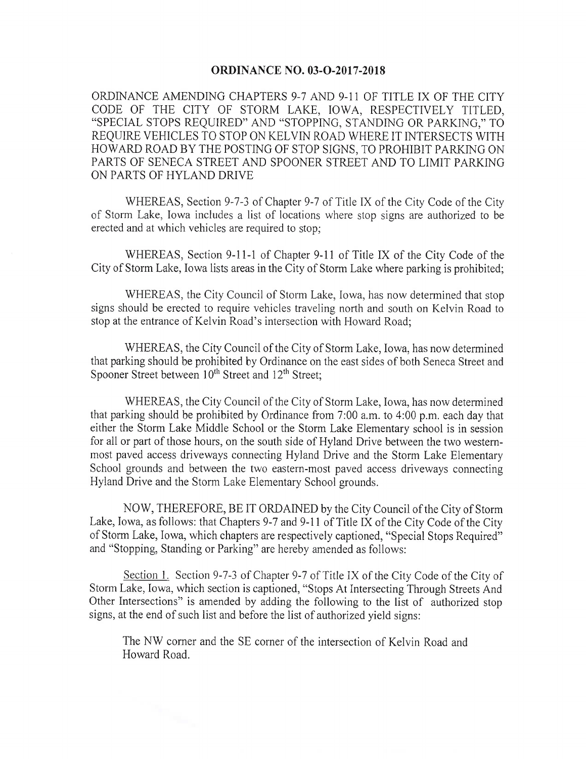# ORDINANCE NO. 03-O-2017-2018

ORDINANCE AMENDING CHAPTERS 9-7 AND 9-11 OF TITLE IX OF THE CITY CODE OF THE CITY OF STORM LAKE, IOWA, RESPECTIVELY TITLED, "SPECIAL STOPS REQUIRED" AND "STOPPING, STANDING OR PARKING," TO REQUIRE VEHICLES TO STOP ON KELVIN ROAD WHERE IT INTERSECTS WITH HOWARD ROAD BY THE POSTING OF STOP SIGNS, TO PROHIBIT PARKING ON PARTS OF SENECA STREET AND SPOONER STREET AND TO LIMIT PARKING ON PARTS OF HYLAND DRIVE

WHEREAS, Section 9-7-3 of Chapter 9-7 of Title IX of the City Code of the City of Storm Lake, Iowa includes a list of locations where stop signs are authorized to be erected and at which vehicles are required to stop;

WHEREAS, Section 9-11-1 of Chapter 9-11 of Title IX of the City Code of the City of Storm Lake, Iowa lists areas in the City of Storm Lake where parking is prohibited;

WHEREAS, the City Council of Storm Lake, Iowa, has now determined that stop signs should be erected to require vehicles traveling north and south on Kelvin Road to stop at the entrance of Kelvin Road's intersection with Howard Road;

WHEREAS, the City Council of the City of Storm Lake, Iowa, has now determined that parking should be prohibited by Ordinance on the east sides of both Seneca Street and Spooner Street between 10th Street and 12th Street;

WHEREAS, the City Council of the City of Storm Lake, Iowa, has now determined that parking should be prohibited by Ordinance from 7:00 a.m. to 4:00 p.m. each day that either the Storm Lake Middle School or the Storm Lake Elementary school is in session for all or part of those hours, on the south side of Hyland Drive between the two western-most paved access driveways connecting Hyland Drive and the Storm Lake Elementary School grounds and between the two eastern-most paved access driveways connecting Hyland Drive and the Storm Lake Elementary School grounds.

NOW, THEREFORE, BE IT ORDAINED by the City Council of the City of Storm Lake, Iowa, as follows: that Chapters 9-7 and 9-11 of Title IX of the City Code of the City of Storm Lake, Iowa, which chapters are respectively captioned, "Special Stops Required" and "Stopping, Standing or Parking" are hereby amended as follows:

Section 1. Section 9-7-3 of Chapter 9-7 of Title IX of the City Code of the City of Storm Lake, Iowa, which section is captioned, "Stops At Intersecting Through Streets And Other Intersections" is amended by adding the following to the list of authorized stop signs, at the end of such list and before the list of authorized yield signs:

> The NW corner and the SE corner of the intersection of Kelvin Road and Howard Road.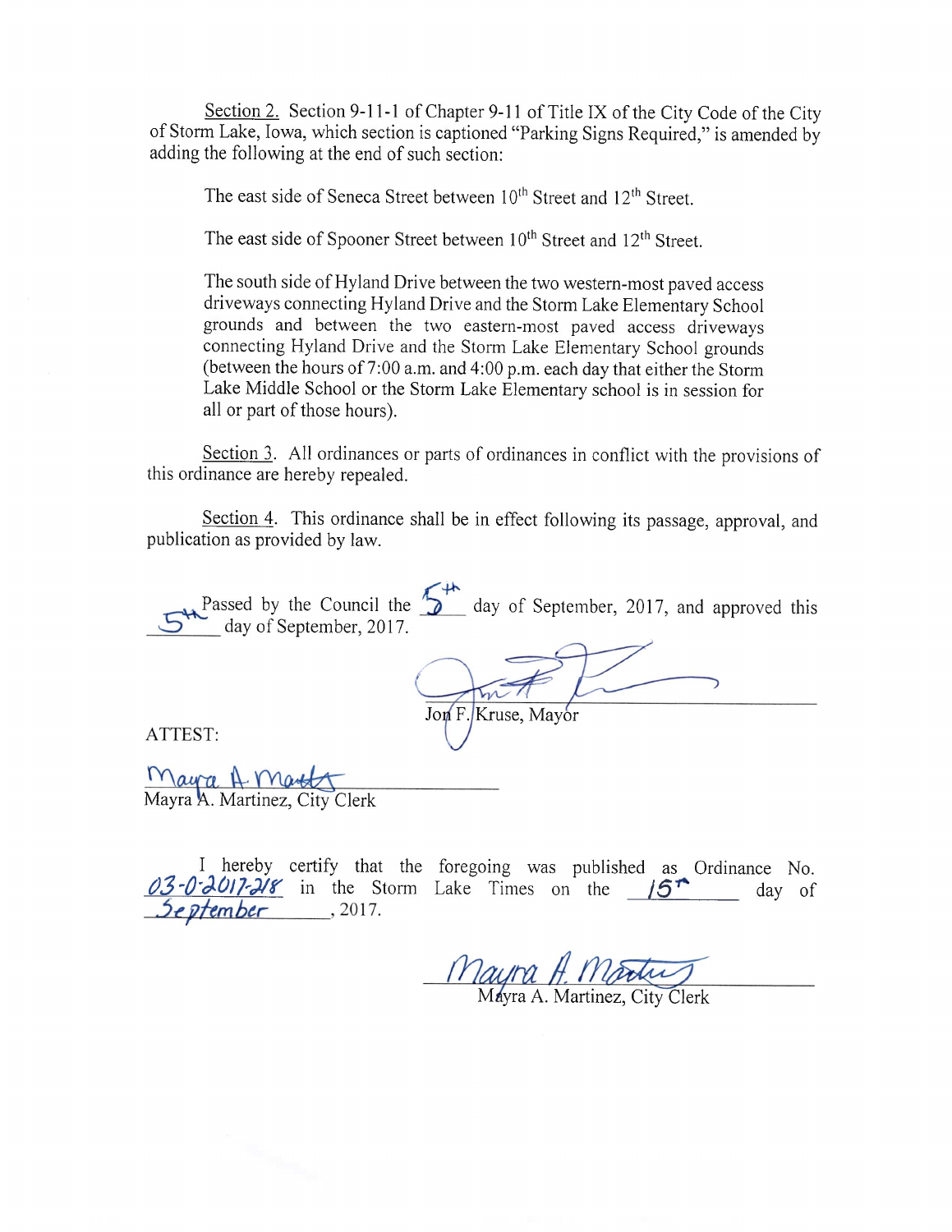Section 2. Section 9-11-1 of Chapter 9-11 of Title IX of the City Code of the City of Storm Lake, Iowa, which section is captioned "Parking Signs Required," is amended by adding the following at the end of such section:

> The east side of Seneca Street between 10th Street and 12th Street.
>
> The east side of Spooner Street between 10th Street and 12th Street.
>
> The south side of Hyland Drive between the two western-most paved access driveways connecting Hyland Drive and the Storm Lake Elementary School grounds and between the two eastern-most paved access driveways connecting Hyland Drive and the Storm Lake Elementary School grounds (between the hours of 7:00 a.m. and 4:00 p.m. each day that either the Storm Lake Middle School or the Storm Lake Elementary school is in session for all or part of those hours).

Section 3. All ordinances or parts of ordinances in conflict with the provisions of this ordinance are hereby repealed.

Section 4. This ordinance shall be in effect following its passage, approval, and publication as provided by law.

Passed by the Council the 5th day of September, 2017, and approved this 5th day of September, 2017.

Jon F. Kruse, Mayor

ATTEST:

Mayra A. Martinez, City Clerk

I hereby certify that the foregoing was published as Ordinance No. 03-0-2017-218 in the Storm Lake Times on the 15th day of September, 2017.

Mayra A. Martinez, City Clerk